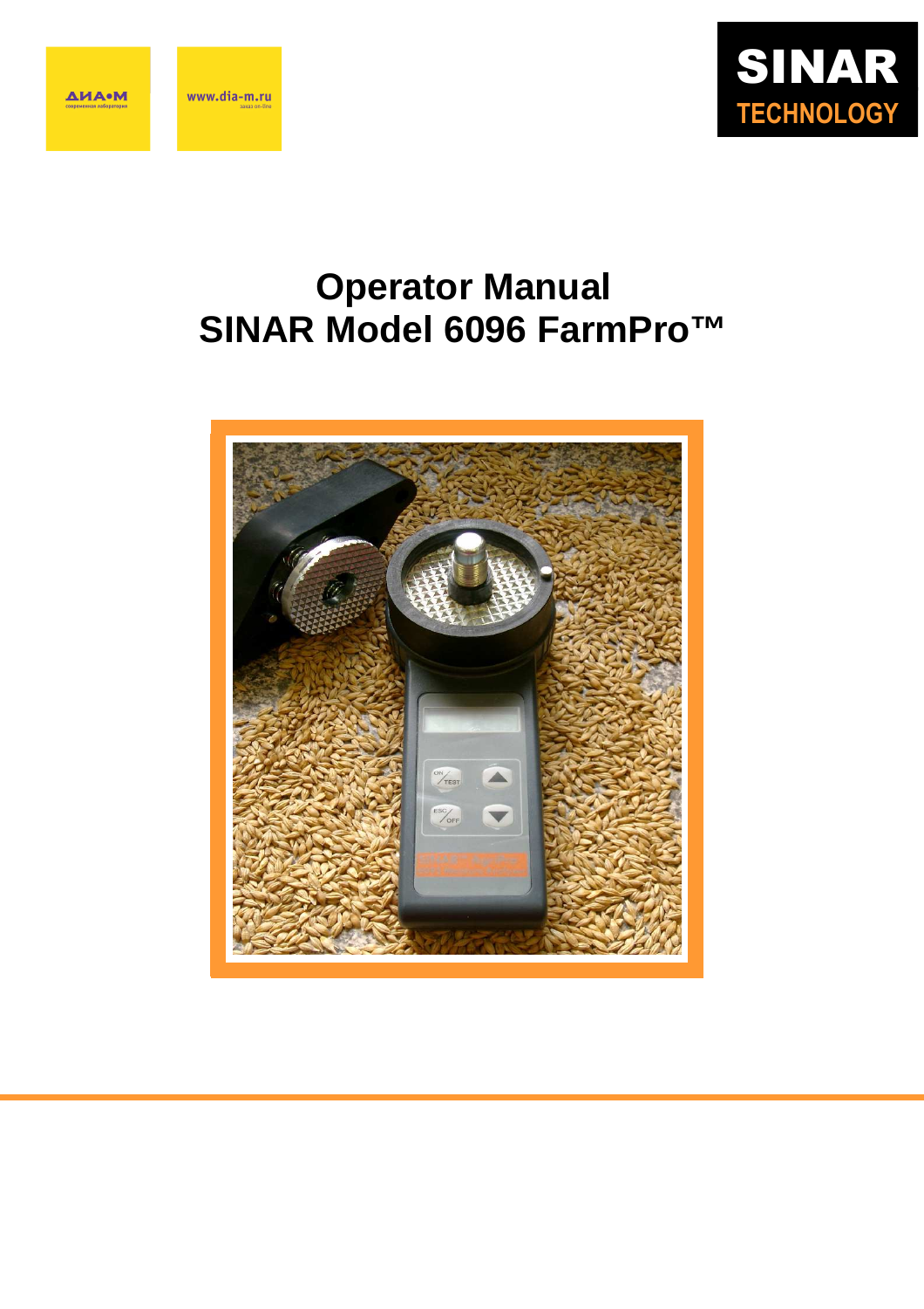ДИА•М

современная лаборатория

www.dia-m.ru

заказ on-line

SINAR TECHNOLOGY

# Operator Manual
# SINAR Model 6096 FarmPro™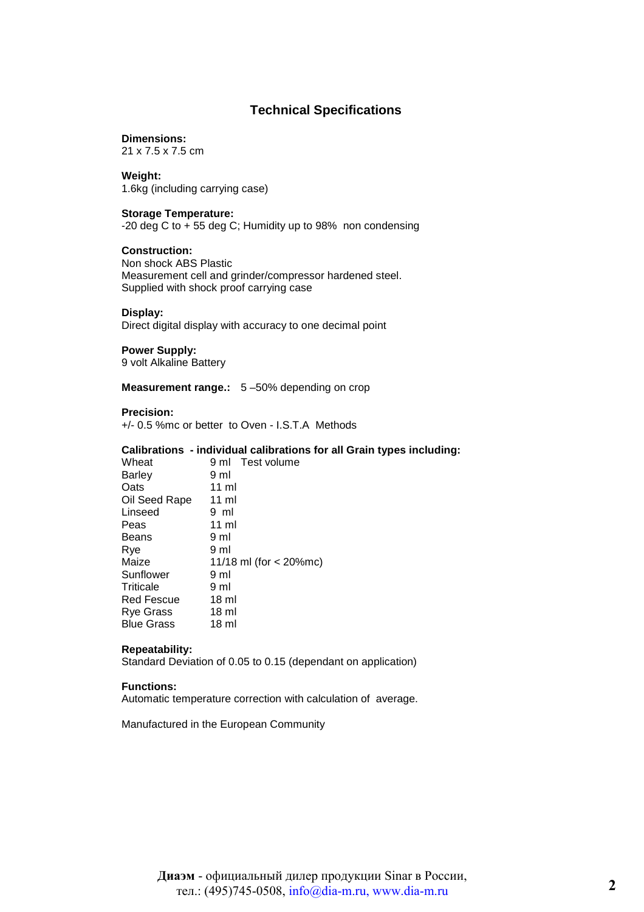## Technical Specifications

**Dimensions:**
21 x 7.5 x 7.5 cm

**Weight:**
1.6kg (including carrying case)

**Storage Temperature:**
-20 deg C to + 55 deg C; Humidity up to 98% non condensing

**Construction:**
Non shock ABS Plastic
Measurement cell and grinder/compressor hardened steel.
Supplied with shock proof carrying case

**Display:**
Direct digital display with accuracy to one decimal point

**Power Supply:**
9 volt Alkaline Battery

**Measurement range.:** 5 –50% depending on crop

**Precision:**
+/- 0.5 %mc or better to Oven - I.S.T.A Methods

**Calibrations - individual calibrations for all Grain types including:**

| | |
|---|---|
| Wheat | 9 ml Test volume |
| Barley | 9 ml |
| Oats | 11 ml |
| Oil Seed Rape | 11 ml |
| Linseed | 9 ml |
| Peas | 11 ml |
| Beans | 9 ml |
| Rye | 9 ml |
| Maize | 11/18 ml (for < 20%mc) |
| Sunflower | 9 ml |
| Triticale | 9 ml |
| Red Fescue | 18 ml |
| Rye Grass | 18 ml |
| Blue Grass | 18 ml |

**Repeatability:**
Standard Deviation of 0.05 to 0.15 (dependant on application)

**Functions:**
Automatic temperature correction with calculation of average.

Manufactured in the European Community

**Диаэм** - официальный дилер продукции Sinar в России,
тел.: (495)745-0508, info@dia-m.ru, www.dia-m.ru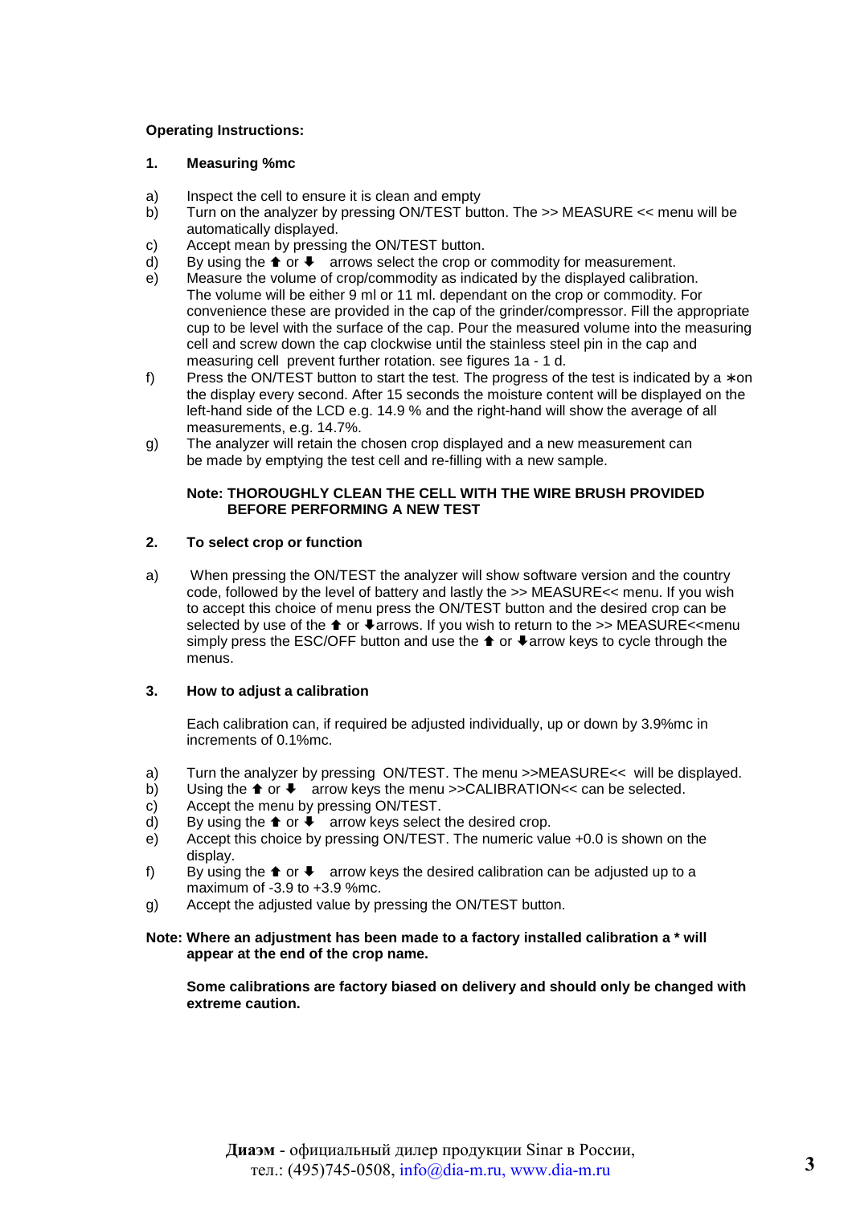**Operating Instructions:**

## 1. Measuring %mc

a) Inspect the cell to ensure it is clean and empty

b) Turn on the analyzer by pressing ON/TEST button. The >> MEASURE << menu will be automatically displayed.

c) Accept mean by pressing the ON/TEST button.

d) By using the ⬆ or ⬇ arrows select the crop or commodity for measurement.

e) Measure the volume of crop/commodity as indicated by the displayed calibration. The volume will be either 9 ml or 11 ml. dependant on the crop or commodity. For convenience these are provided in the cap of the grinder/compressor. Fill the appropriate cup to be level with the surface of the cap. Pour the measured volume into the measuring cell and screw down the cap clockwise until the stainless steel pin in the cap and measuring cell prevent further rotation. see figures 1a - 1 d.

f) Press the ON/TEST button to start the test. The progress of the test is indicated by a ∗on the display every second. After 15 seconds the moisture content will be displayed on the left-hand side of the LCD e.g. 14.9 % and the right-hand will show the average of all measurements, e.g. 14.7%.

g) The analyzer will retain the chosen crop displayed and a new measurement can be made by emptying the test cell and re-filling with a new sample.

**Note: THOROUGHLY CLEAN THE CELL WITH THE WIRE BRUSH PROVIDED BEFORE PERFORMING A NEW TEST**

## 2. To select crop or function

a) When pressing the ON/TEST the analyzer will show software version and the country code, followed by the level of battery and lastly the >> MEASURE<< menu. If you wish to accept this choice of menu press the ON/TEST button and the desired crop can be selected by use of the ⬆ or ⬇arrows. If you wish to return to the >> MEASURE<<menu simply press the ESC/OFF button and use the ⬆ or ⬇arrow keys to cycle through the menus.

## 3. How to adjust a calibration

Each calibration can, if required be adjusted individually, up or down by 3.9%mc in increments of 0.1%mc.

a) Turn the analyzer by pressing ON/TEST. The menu >>MEASURE<< will be displayed.

b) Using the ⬆ or ⬇ arrow keys the menu >>CALIBRATION<< can be selected.

c) Accept the menu by pressing ON/TEST.

d) By using the ⬆ or ⬇ arrow keys select the desired crop.

e) Accept this choice by pressing ON/TEST. The numeric value +0.0 is shown on the display.

f) By using the ⬆ or ⬇ arrow keys the desired calibration can be adjusted up to a maximum of -3.9 to +3.9 %mc.

g) Accept the adjusted value by pressing the ON/TEST button.

**Note: Where an adjustment has been made to a factory installed calibration a * will appear at the end of the crop name.**

**Some calibrations are factory biased on delivery and should only be changed with extreme caution.**

**Диаэм** - официальный дилер продукции Sinar в России, тел.: (495)745-0508, info@dia-m.ru, www.dia-m.ru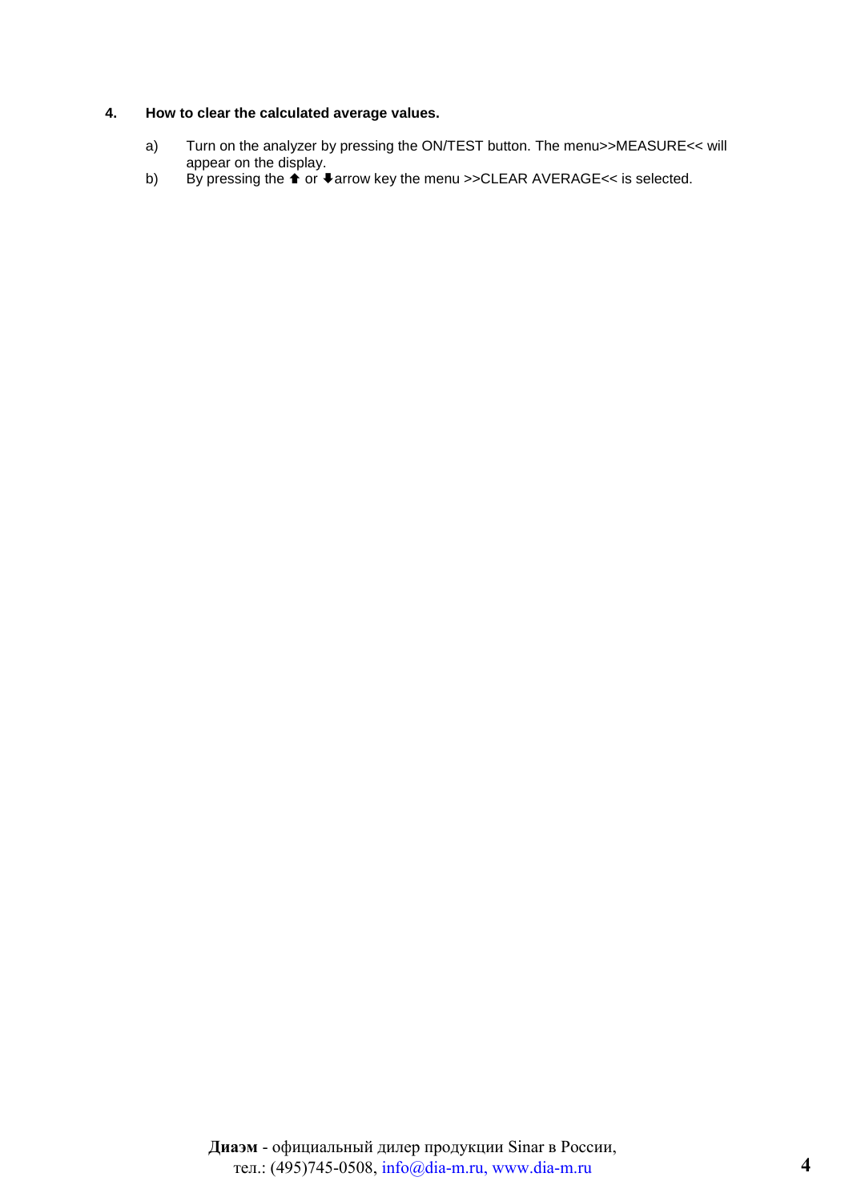## 4. How to clear the calculated average values.

a) Turn on the analyzer by pressing the ON/TEST button. The menu>>MEASURE<< will appear on the display.

b) By pressing the ⬆ or ⬇arrow key the menu >>CLEAR AVERAGE<< is selected.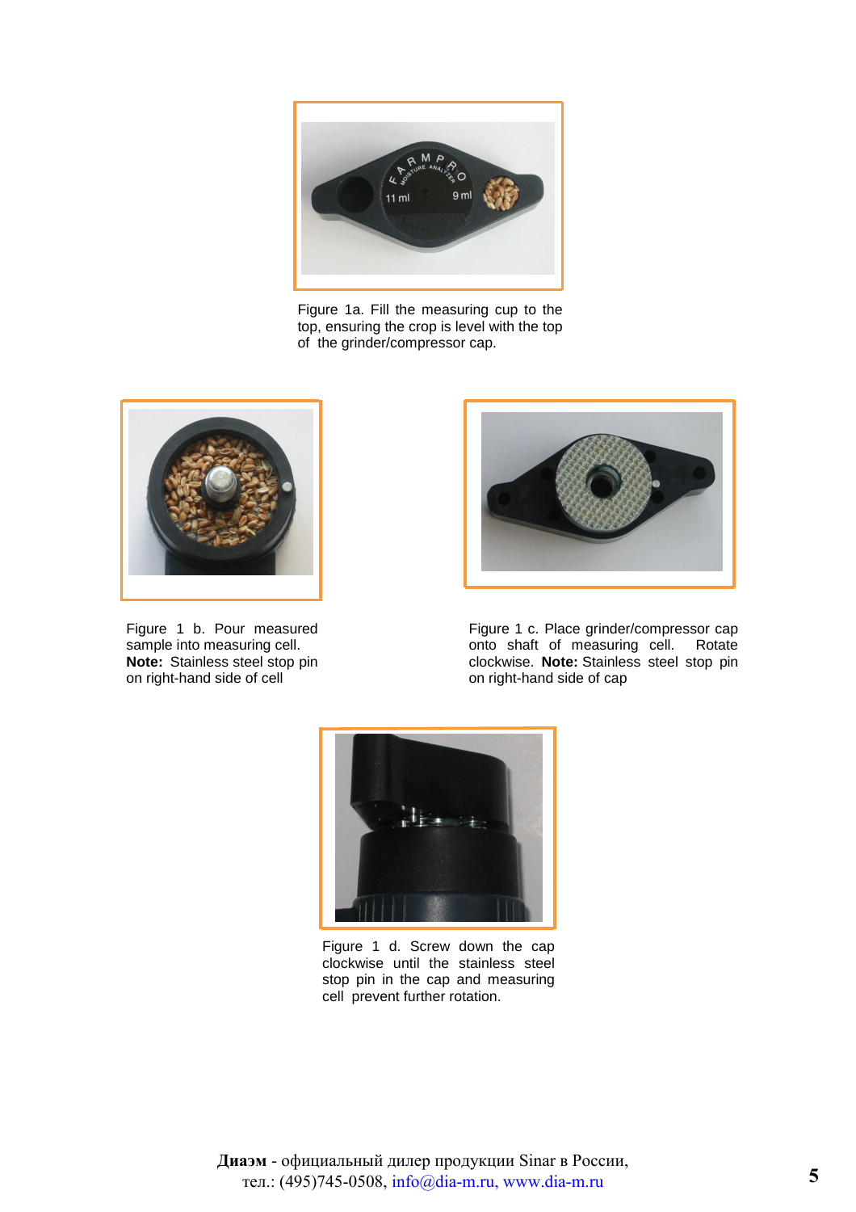Figure 1a. Fill the measuring cup to the top, ensuring the crop is level with the top of the grinder/compressor cap.

Figure 1 b. Pour measured sample into measuring cell. **Note:** Stainless steel stop pin on right-hand side of cell

Figure 1 c. Place grinder/compressor cap onto shaft of measuring cell. Rotate clockwise. **Note:** Stainless steel stop pin on right-hand side of cap

Figure 1 d. Screw down the cap clockwise until the stainless steel stop pin in the cap and measuring cell prevent further rotation.

**Диаэм** - официальный дилер продукции Sinar в России, тел.: (495)745-0508, info@dia-m.ru, www.dia-m.ru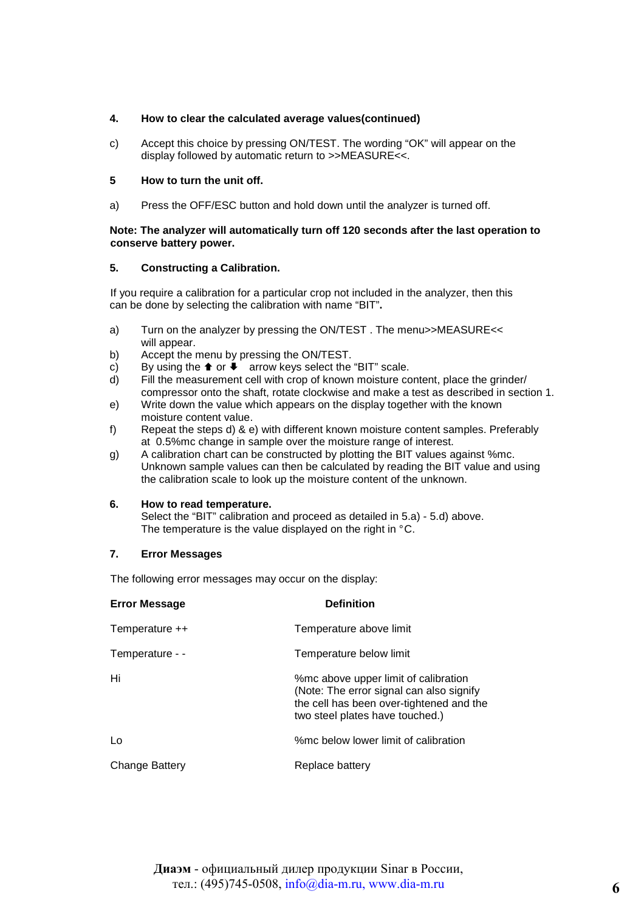**4. How to clear the calculated average values(continued)**

c) Accept this choice by pressing ON/TEST. The wording “OK” will appear on the display followed by automatic return to >>MEASURE<<.

**5 How to turn the unit off.**

a) Press the OFF/ESC button and hold down until the analyzer is turned off.

**Note: The analyzer will automatically turn off 120 seconds after the last operation to conserve battery power.**

**5. Constructing a Calibration.**

If you require a calibration for a particular crop not included in the analyzer, then this can be done by selecting the calibration with name “BIT”**.**

a) Turn on the analyzer by pressing the ON/TEST . The menu>>MEASURE<< will appear.
b) Accept the menu by pressing the ON/TEST.
c) By using the ⬆ or ⬇ arrow keys select the “BIT” scale.
d) Fill the measurement cell with crop of known moisture content, place the grinder/ compressor onto the shaft, rotate clockwise and make a test as described in section 1.
e) Write down the value which appears on the display together with the known moisture content value.
f) Repeat the steps d) & e) with different known moisture content samples. Preferably at 0.5%mc change in sample over the moisture range of interest.
g) A calibration chart can be constructed by plotting the BIT values against %mc. Unknown sample values can then be calculated by reading the BIT value and using the calibration scale to look up the moisture content of the unknown.

**6. How to read temperature.**
Select the “BIT” calibration and proceed as detailed in 5.a) - 5.d) above. The temperature is the value displayed on the right in °C.

**7. Error Messages**

The following error messages may occur on the display:

| Error Message | Definition |
|---|---|
| Temperature ++ | Temperature above limit |
| Temperature - - | Temperature below limit |
| Hi | %mc above upper limit of calibration (Note: The error signal can also signify the cell has been over-tightened and the two steel plates have touched.) |
| Lo | %mc below lower limit of calibration |
| Change Battery | Replace battery |

**Диаэм** - официальный дилер продукции Sinar в России, тел.: (495)745-0508, info@dia-m.ru, www.dia-m.ru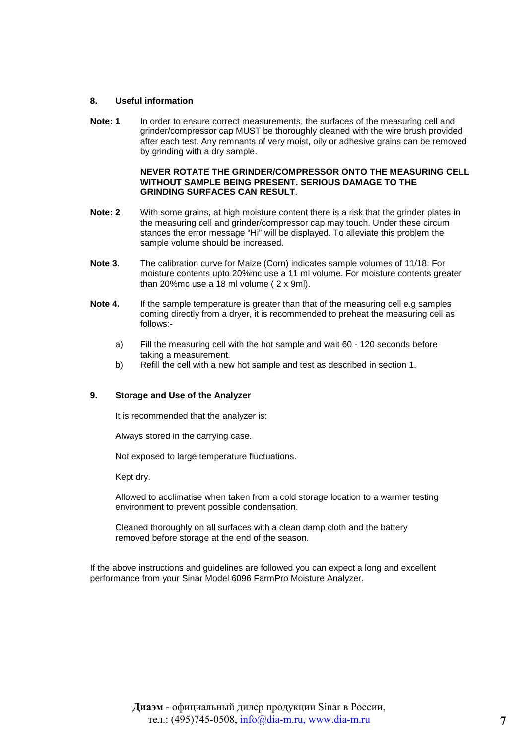## 8. Useful information

**Note: 1** In order to ensure correct measurements, the surfaces of the measuring cell and grinder/compressor cap MUST be thoroughly cleaned with the wire brush provided after each test. Any remnants of very moist, oily or adhesive grains can be removed by grinding with a dry sample.

**NEVER ROTATE THE GRINDER/COMPRESSOR ONTO THE MEASURING CELL WITHOUT SAMPLE BEING PRESENT. SERIOUS DAMAGE TO THE GRINDING SURFACES CAN RESULT**.

**Note: 2** With some grains, at high moisture content there is a risk that the grinder plates in the measuring cell and grinder/compressor cap may touch. Under these circum stances the error message "Hi" will be displayed. To alleviate this problem the sample volume should be increased.

**Note 3.** The calibration curve for Maize (Corn) indicates sample volumes of 11/18. For moisture contents upto 20%mc use a 11 ml volume. For moisture contents greater than 20%mc use a 18 ml volume ( 2 x 9ml).

**Note 4.** If the sample temperature is greater than that of the measuring cell e.g samples coming directly from a dryer, it is recommended to preheat the measuring cell as follows:-

a) Fill the measuring cell with the hot sample and wait 60 - 120 seconds before taking a measurement.
b) Refill the cell with a new hot sample and test as described in section 1.

## 9. Storage and Use of the Analyzer

It is recommended that the analyzer is:

Always stored in the carrying case.

Not exposed to large temperature fluctuations.

Kept dry.

Allowed to acclimatise when taken from a cold storage location to a warmer testing environment to prevent possible condensation.

Cleaned thoroughly on all surfaces with a clean damp cloth and the battery removed before storage at the end of the season.

If the above instructions and guidelines are followed you can expect a long and excellent performance from your Sinar Model 6096 FarmPro Moisture Analyzer.

**Диаэм** - официальный дилер продукции Sinar в России,
тел.: (495)745-0508, info@dia-m.ru, www.dia-m.ru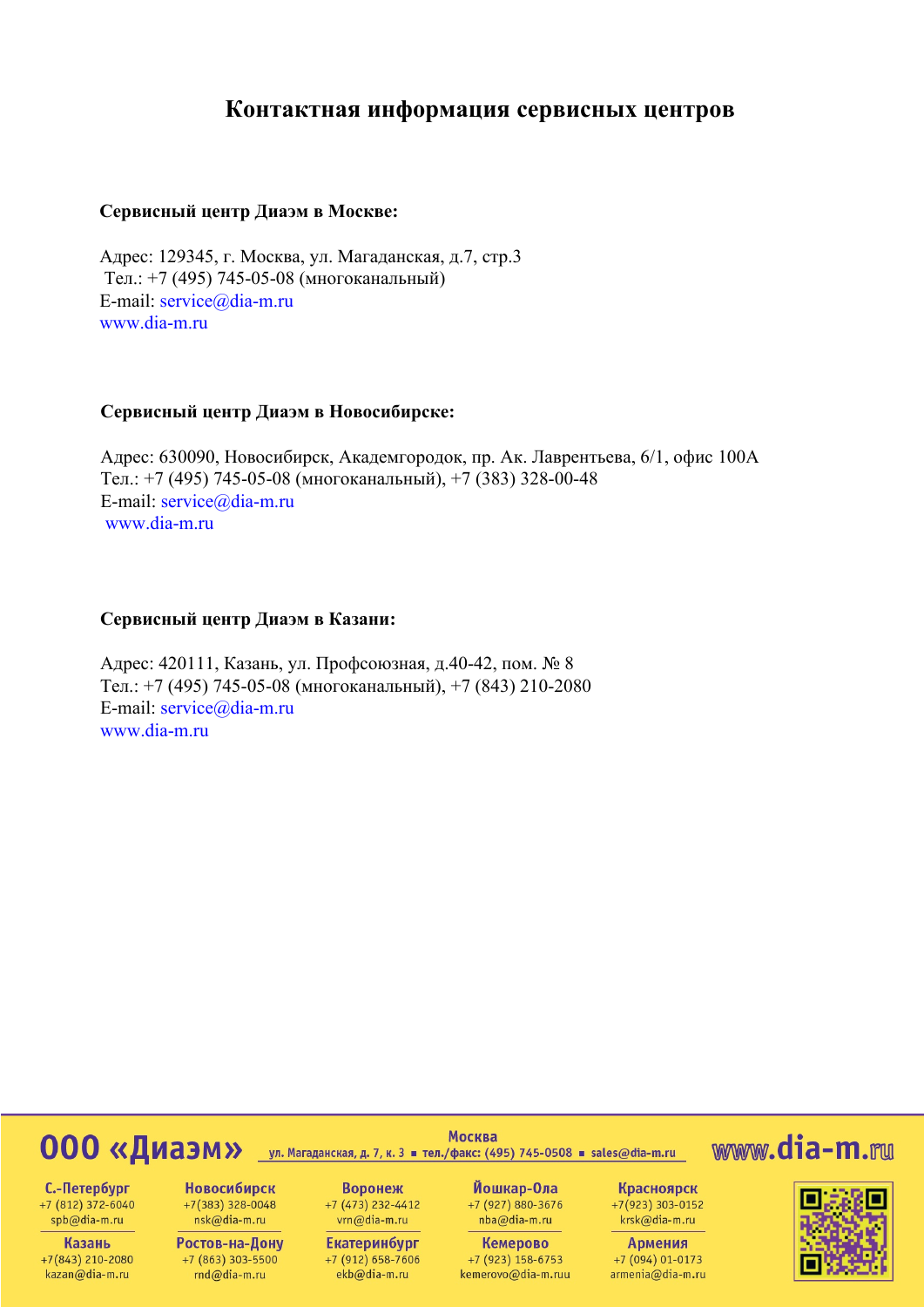# Контактная информация сервисных центров

**Сервисный центр Диаэм в Москве:**

Адрес: 129345, г. Москва, ул. Магаданская, д.7, стр.3
Тел.: +7 (495) 745-05-08 (многоканальный)
E-mail: service@dia-m.ru
www.dia-m.ru

**Сервисный центр Диаэм в Новосибирске:**

Адрес: 630090, Новосибирск, Академгородок, пр. Ак. Лаврентьева, 6/1, офис 100А
Тел.: +7 (495) 745-05-08 (многоканальный), +7 (383) 328-00-48
E-mail: service@dia-m.ru
www.dia-m.ru

**Сервисный центр Диаэм в Казани:**

Адрес: 420111, Казань, ул. Профсоюзная, д.40-42, пом. № 8
Тел.: +7 (495) 745-05-08 (многоканальный), +7 (843) 210-2080
E-mail: service@dia-m.ru
www.dia-m.ru

**ООО «Диаэм»**

Москва
ул. Магаданская, д. 7, к. 3 ■ тел./факс: (495) 745-0508 ■ sales@dia-m.ru

www.dia-m.ru

| | | | | |
|---|---|---|---|---|
| **С.-Петербург**<br>+7 (812) 372-6040<br>spb@dia-m.ru | **Новосибирск**<br>+7(383) 328-0048<br>nsk@dia-m.ru | **Воронеж**<br>+7 (473) 232-4412<br>vrn@dia-m.ru | **Йошкар-Ола**<br>+7 (927) 880-3676<br>nba@dia-m.ru | **Красноярск**<br>+7(923) 303-0152<br>krsk@dia-m.ru |
| **Казань**<br>+7(843) 210-2080<br>kazan@dia-m.ru | **Ростов-на-Дону**<br>+7 (863) 303-5500<br>rnd@dia-m.ru | **Екатеринбург**<br>+7 (912) 658-7606<br>ekb@dia-m.ru | **Кемерово**<br>+7 (923) 158-6753<br>kemerovo@dia-m.ruu | **Армения**<br>+7 (094) 01-0173<br>armenia@dia-m.ru |